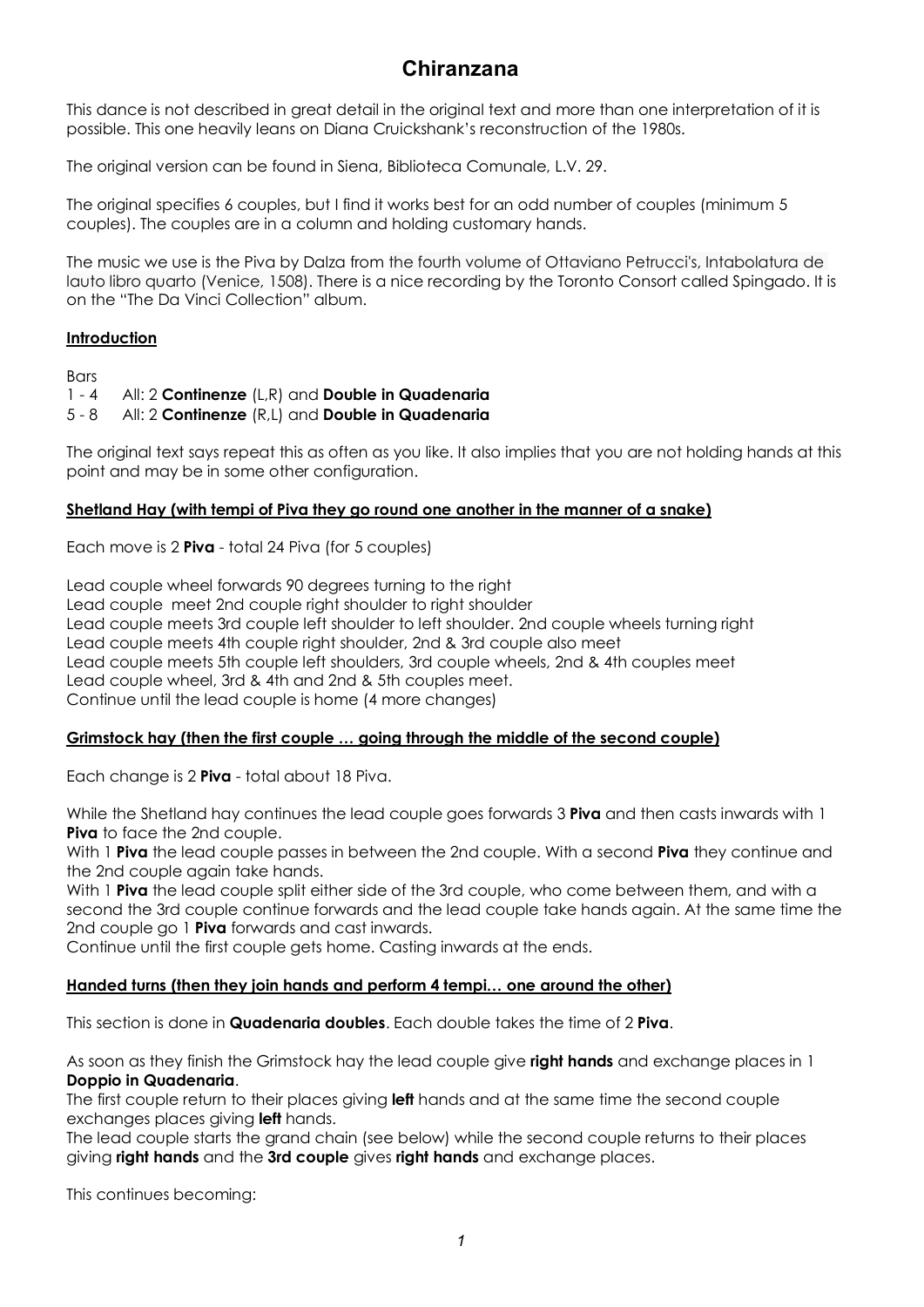# Chiranzana

This dance is not described in great detail in the original text and more than one interpretation of it is possible. This one heavily leans on Diana Cruickshank's reconstruction of the 1980s.

The original version can be found in Siena, Biblioteca Comunale, L.V. 29.

The original specifies 6 couples, but I find it works best for an odd number of couples (minimum 5 couples). The couples are in a column and holding customary hands.

The music we use is the Piva by Dalza from the fourth volume of Ottaviano Petrucci's, Intabolatura de lauto libro quarto (Venice, 1508). There is a nice recording by the Toronto Consort called Spingado. It is on the "The Da Vinci Collection" album.

## Introduction

Bars
1 - 4 All: 2 **Continenze** (L,R) and **Double in Quadenaria**
5 - 8 All: 2 **Continenze** (R,L) and **Double in Quadenaria**

The original text says repeat this as often as you like. It also implies that you are not holding hands at this point and may be in some other configuration.

## Shetland Hay (with tempi of Piva they go round one another in the manner of a snake)

Each move is 2 **Piva** - total 24 Piva (for 5 couples)

Lead couple wheel forwards 90 degrees turning to the right
Lead couple meet 2nd couple right shoulder to right shoulder
Lead couple meets 3rd couple left shoulder to left shoulder. 2nd couple wheels turning right
Lead couple meets 4th couple right shoulder, 2nd & 3rd couple also meet
Lead couple meets 5th couple left shoulders, 3rd couple wheels, 2nd & 4th couples meet
Lead couple wheel, 3rd & 4th and 2nd & 5th couples meet.
Continue until the lead couple is home (4 more changes)

## Grimstock hay (then the first couple … going through the middle of the second couple)

Each change is 2 **Piva** - total about 18 Piva.

While the Shetland hay continues the lead couple goes forwards 3 **Piva** and then casts inwards with 1 **Piva** to face the 2nd couple.
With 1 **Piva** the lead couple passes in between the 2nd couple. With a second **Piva** they continue and the 2nd couple again take hands.
With 1 **Piva** the lead couple split either side of the 3rd couple, who come between them, and with a second the 3rd couple continue forwards and the lead couple take hands again. At the same time the 2nd couple go 1 **Piva** forwards and cast inwards.
Continue until the first couple gets home. Casting inwards at the ends.

## Handed turns (then they join hands and perform 4 tempi… one around the other)

This section is done in **Quadenaria doubles**. Each double takes the time of 2 **Piva**.

As soon as they finish the Grimstock hay the lead couple give **right hands** and exchange places in 1 **Doppio in Quadenaria**.
The first couple return to their places giving **left** hands and at the same time the second couple exchanges places giving **left** hands.
The lead couple starts the grand chain (see below) while the second couple returns to their places giving **right hands** and the **3rd couple** gives **right hands** and exchange places.

This continues becoming: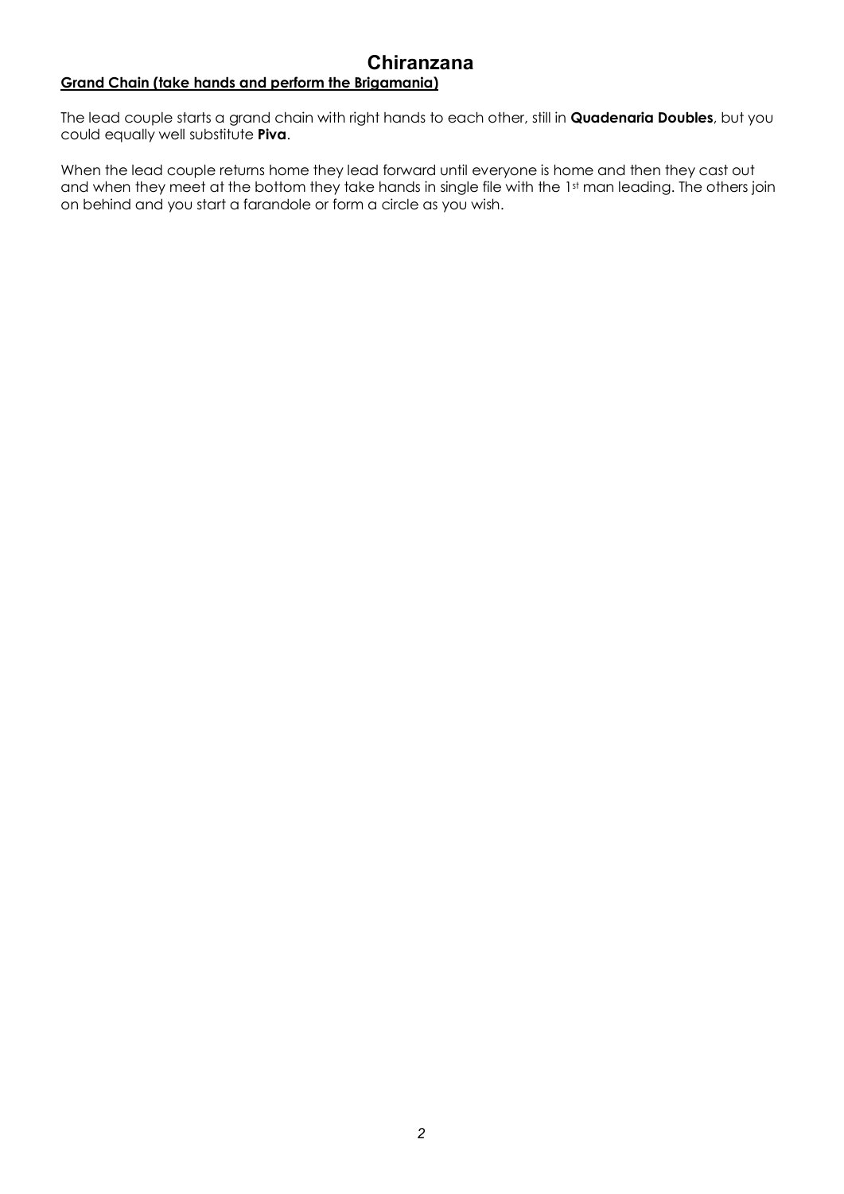# Chiranzana

**Grand Chain (take hands and perform the Brigamania)**

The lead couple starts a grand chain with right hands to each other, still in **Quadenaria Doubles**, but you could equally well substitute **Piva**.

When the lead couple returns home they lead forward until everyone is home and then they cast out and when they meet at the bottom they take hands in single file with the 1st man leading. The others join on behind and you start a farandole or form a circle as you wish.